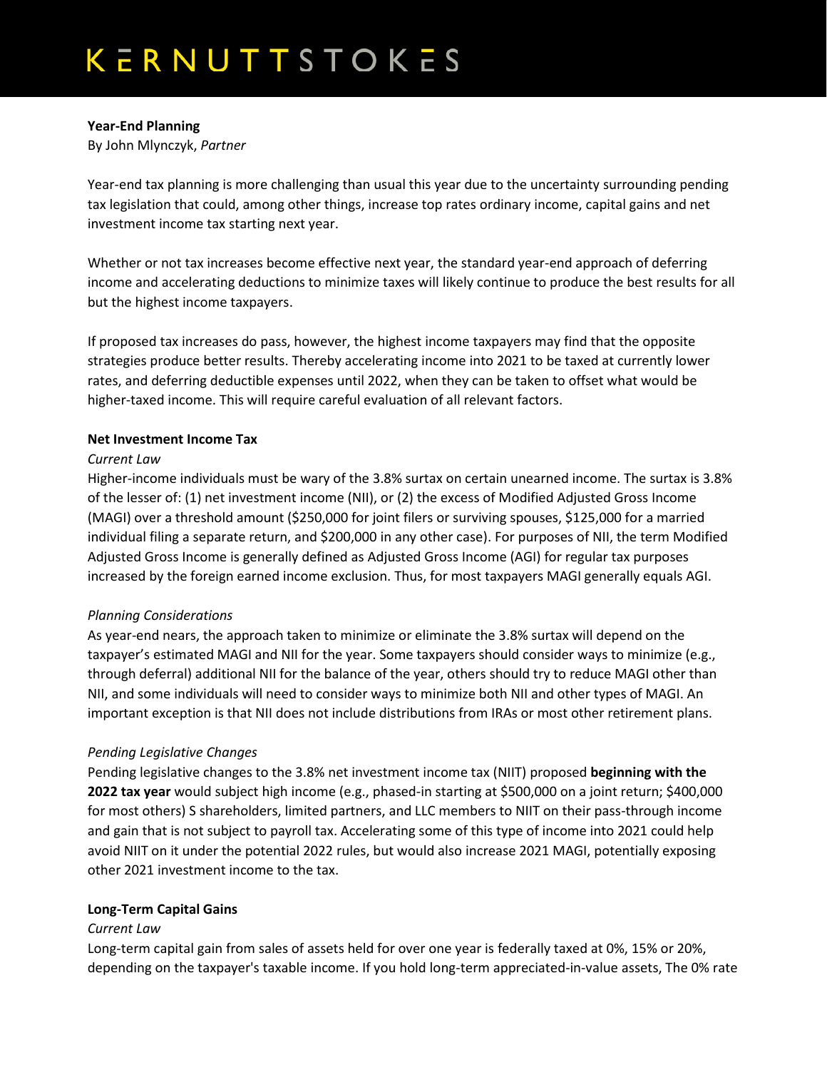# KERNUTTSTOKES

**Year-End Planning**

By John Mlynczyk, *Partner*

Year-end tax planning is more challenging than usual this year due to the uncertainty surrounding pending tax legislation that could, among other things, increase top rates ordinary income, capital gains and net investment income tax starting next year.

Whether or not tax increases become effective next year, the standard year-end approach of deferring income and accelerating deductions to minimize taxes will likely continue to produce the best results for all but the highest income taxpayers.

If proposed tax increases do pass, however, the highest income taxpayers may find that the opposite strategies produce better results. Thereby accelerating income into 2021 to be taxed at currently lower rates, and deferring deductible expenses until 2022, when they can be taken to offset what would be higher-taxed income. This will require careful evaluation of all relevant factors.

**Net Investment Income Tax**

*Current Law*

Higher-income individuals must be wary of the 3.8% surtax on certain unearned income. The surtax is 3.8% of the lesser of: (1) net investment income (NII), or (2) the excess of Modified Adjusted Gross Income (MAGI) over a threshold amount ($250,000 for joint filers or surviving spouses, $125,000 for a married individual filing a separate return, and $200,000 in any other case). For purposes of NII, the term Modified Adjusted Gross Income is generally defined as Adjusted Gross Income (AGI) for regular tax purposes increased by the foreign earned income exclusion. Thus, for most taxpayers MAGI generally equals AGI.

*Planning Considerations*

As year-end nears, the approach taken to minimize or eliminate the 3.8% surtax will depend on the taxpayer's estimated MAGI and NII for the year. Some taxpayers should consider ways to minimize (e.g., through deferral) additional NII for the balance of the year, others should try to reduce MAGI other than NII, and some individuals will need to consider ways to minimize both NII and other types of MAGI. An important exception is that NII does not include distributions from IRAs or most other retirement plans.

*Pending Legislative Changes*

Pending legislative changes to the 3.8% net investment income tax (NIIT) proposed **beginning with the 2022 tax year** would subject high income (e.g., phased-in starting at $500,000 on a joint return; $400,000 for most others) S shareholders, limited partners, and LLC members to NIIT on their pass-through income and gain that is not subject to payroll tax. Accelerating some of this type of income into 2021 could help avoid NIIT on it under the potential 2022 rules, but would also increase 2021 MAGI, potentially exposing other 2021 investment income to the tax.

**Long-Term Capital Gains**

*Current Law*

Long-term capital gain from sales of assets held for over one year is federally taxed at 0%, 15% or 20%, depending on the taxpayer's taxable income. If you hold long-term appreciated-in-value assets, The 0% rate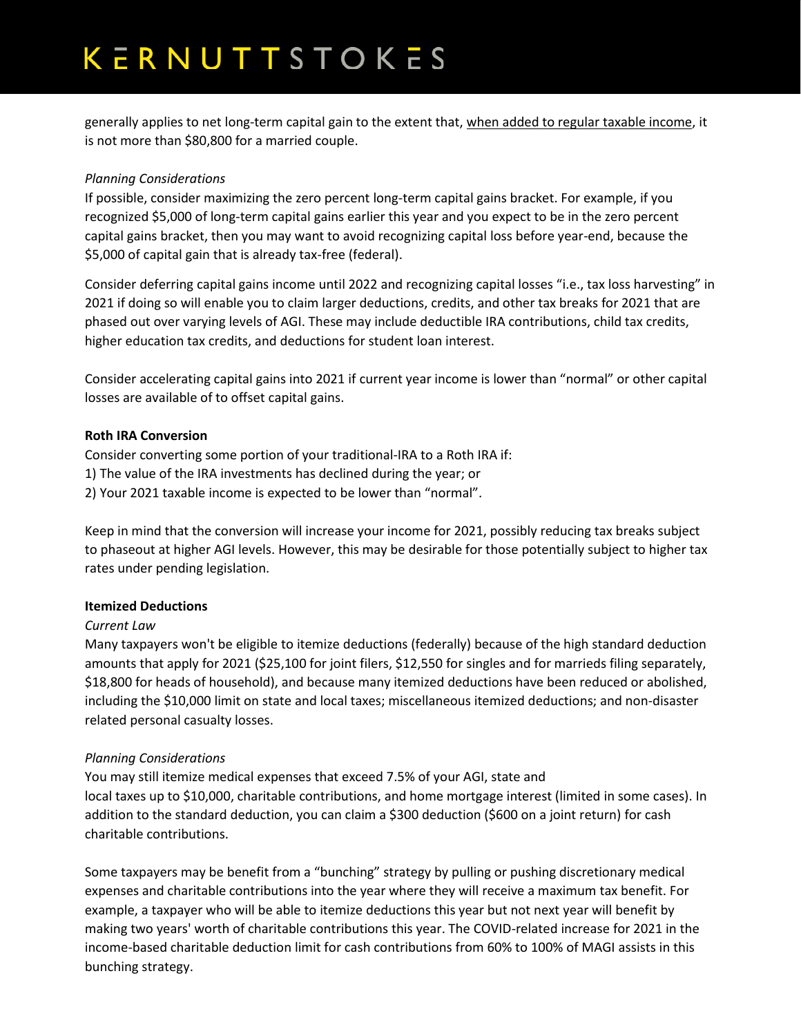generally applies to net long-term capital gain to the extent that, <u>when added to regular taxable income</u>, it is not more than \$80,800 for a married couple.

*Planning Considerations*

If possible, consider maximizing the zero percent long-term capital gains bracket. For example, if you recognized \$5,000 of long-term capital gains earlier this year and you expect to be in the zero percent capital gains bracket, then you may want to avoid recognizing capital loss before year-end, because the \$5,000 of capital gain that is already tax-free (federal).

Consider deferring capital gains income until 2022 and recognizing capital losses "i.e., tax loss harvesting" in 2021 if doing so will enable you to claim larger deductions, credits, and other tax breaks for 2021 that are phased out over varying levels of AGI. These may include deductible IRA contributions, child tax credits, higher education tax credits, and deductions for student loan interest.

Consider accelerating capital gains into 2021 if current year income is lower than "normal" or other capital losses are available of to offset capital gains.

**Roth IRA Conversion**

Consider converting some portion of your traditional-IRA to a Roth IRA if:
1) The value of the IRA investments has declined during the year; or
2) Your 2021 taxable income is expected to be lower than "normal".

Keep in mind that the conversion will increase your income for 2021, possibly reducing tax breaks subject to phaseout at higher AGI levels. However, this may be desirable for those potentially subject to higher tax rates under pending legislation.

**Itemized Deductions**

*Current Law*

Many taxpayers won't be eligible to itemize deductions (federally) because of the high standard deduction amounts that apply for 2021 (\$25,100 for joint filers, \$12,550 for singles and for marrieds filing separately, \$18,800 for heads of household), and because many itemized deductions have been reduced or abolished, including the \$10,000 limit on state and local taxes; miscellaneous itemized deductions; and non-disaster related personal casualty losses.

*Planning Considerations*

You may still itemize medical expenses that exceed 7.5% of your AGI, state and local taxes up to \$10,000, charitable contributions, and home mortgage interest (limited in some cases). In addition to the standard deduction, you can claim a \$300 deduction (\$600 on a joint return) for cash charitable contributions.

Some taxpayers may be benefit from a "bunching" strategy by pulling or pushing discretionary medical expenses and charitable contributions into the year where they will receive a maximum tax benefit. For example, a taxpayer who will be able to itemize deductions this year but not next year will benefit by making two years' worth of charitable contributions this year. The COVID-related increase for 2021 in the income-based charitable deduction limit for cash contributions from 60% to 100% of MAGI assists in this bunching strategy.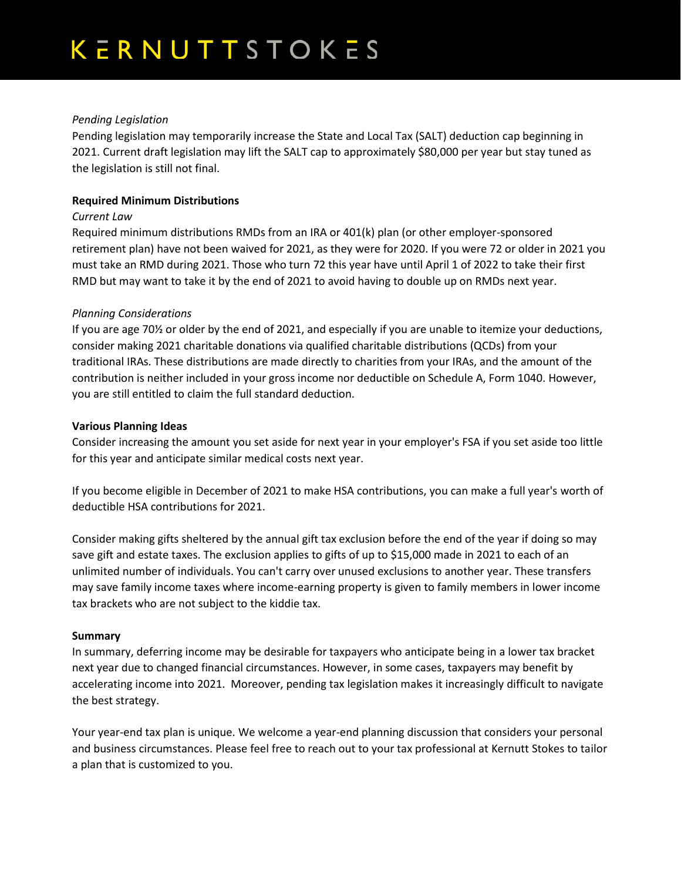*Pending Legislation*

Pending legislation may temporarily increase the State and Local Tax (SALT) deduction cap beginning in 2021. Current draft legislation may lift the SALT cap to approximately $80,000 per year but stay tuned as the legislation is still not final.

**Required Minimum Distributions**

*Current Law*

Required minimum distributions RMDs from an IRA or 401(k) plan (or other employer-sponsored retirement plan) have not been waived for 2021, as they were for 2020. If you were 72 or older in 2021 you must take an RMD during 2021. Those who turn 72 this year have until April 1 of 2022 to take their first RMD but may want to take it by the end of 2021 to avoid having to double up on RMDs next year.

*Planning Considerations*

If you are age 70½ or older by the end of 2021, and especially if you are unable to itemize your deductions, consider making 2021 charitable donations via qualified charitable distributions (QCDs) from your traditional IRAs. These distributions are made directly to charities from your IRAs, and the amount of the contribution is neither included in your gross income nor deductible on Schedule A, Form 1040. However, you are still entitled to claim the full standard deduction.

**Various Planning Ideas**

Consider increasing the amount you set aside for next year in your employer's FSA if you set aside too little for this year and anticipate similar medical costs next year.

If you become eligible in December of 2021 to make HSA contributions, you can make a full year's worth of deductible HSA contributions for 2021.

Consider making gifts sheltered by the annual gift tax exclusion before the end of the year if doing so may save gift and estate taxes. The exclusion applies to gifts of up to $15,000 made in 2021 to each of an unlimited number of individuals. You can't carry over unused exclusions to another year. These transfers may save family income taxes where income-earning property is given to family members in lower income tax brackets who are not subject to the kiddie tax.

**Summary**

In summary, deferring income may be desirable for taxpayers who anticipate being in a lower tax bracket next year due to changed financial circumstances. However, in some cases, taxpayers may benefit by accelerating income into 2021. Moreover, pending tax legislation makes it increasingly difficult to navigate the best strategy.

Your year-end tax plan is unique. We welcome a year-end planning discussion that considers your personal and business circumstances. Please feel free to reach out to your tax professional at Kernutt Stokes to tailor a plan that is customized to you.